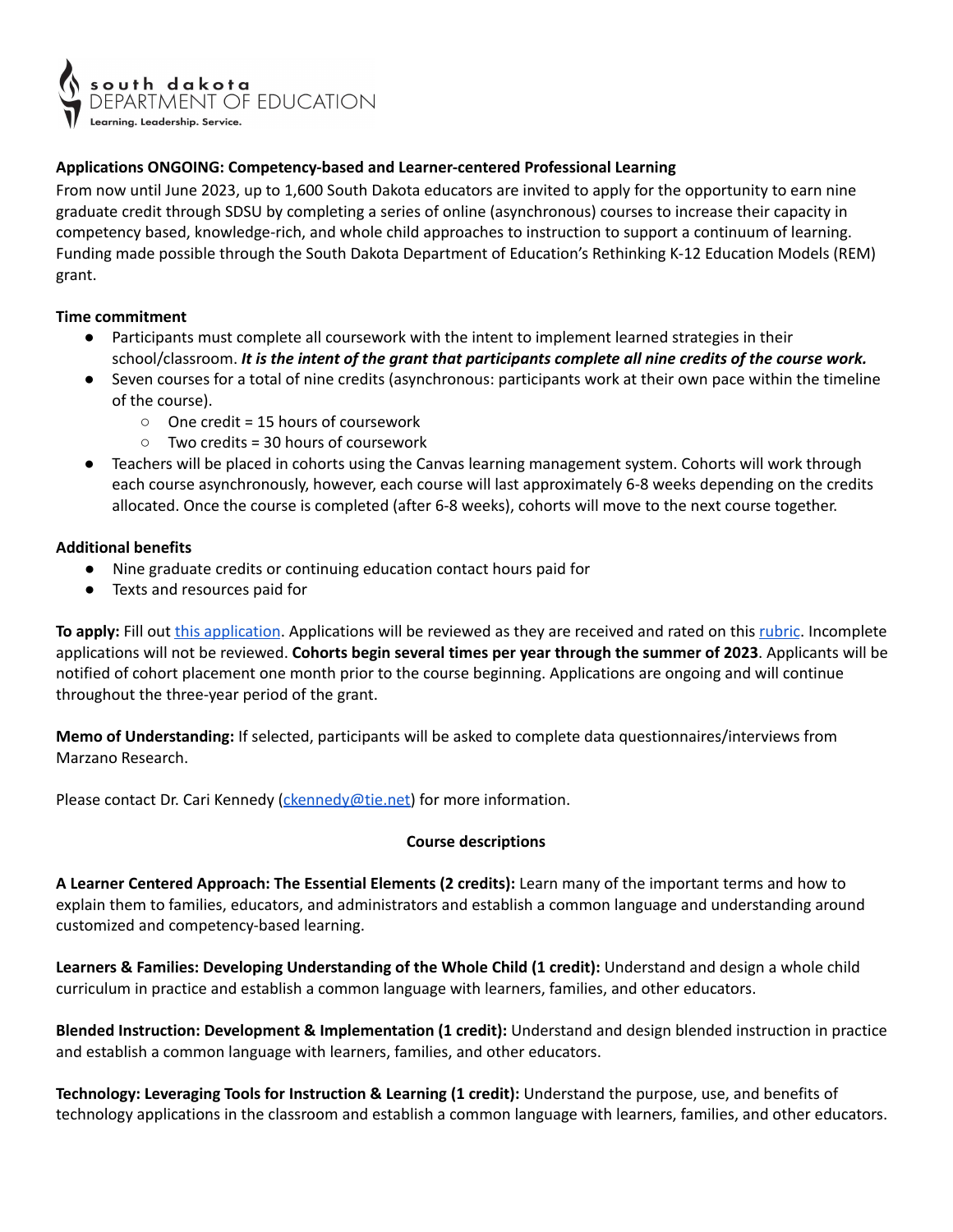south dakota
DEPARTMENT OF EDUCATION
Learning. Leadership. Service.

**Applications ONGOING: Competency-based and Learner-centered Professional Learning**

From now until June 2023, up to 1,600 South Dakota educators are invited to apply for the opportunity to earn nine graduate credit through SDSU by completing a series of online (asynchronous) courses to increase their capacity in competency based, knowledge-rich, and whole child approaches to instruction to support a continuum of learning. Funding made possible through the South Dakota Department of Education's Rethinking K-12 Education Models (REM) grant.

**Time commitment**

- Participants must complete all coursework with the intent to implement learned strategies in their school/classroom. ***It is the intent of the grant that participants complete all nine credits of the course work.***
- Seven courses for a total of nine credits (asynchronous: participants work at their own pace within the timeline of the course).
  - One credit = 15 hours of coursework
  - Two credits = 30 hours of coursework
- Teachers will be placed in cohorts using the Canvas learning management system. Cohorts will work through each course asynchronously, however, each course will last approximately 6-8 weeks depending on the credits allocated. Once the course is completed (after 6-8 weeks), cohorts will move to the next course together.

**Additional benefits**

- Nine graduate credits or continuing education contact hours paid for
- Texts and resources paid for

**To apply:** Fill out [this application](). Applications will be reviewed as they are received and rated on this [rubric](). Incomplete applications will not be reviewed. **Cohorts begin several times per year through the summer of 2023**. Applicants will be notified of cohort placement one month prior to the course beginning. Applications are ongoing and will continue throughout the three-year period of the grant.

**Memo of Understanding:** If selected, participants will be asked to complete data questionnaires/interviews from Marzano Research.

Please contact Dr. Cari Kennedy (ckennedy@tie.net) for more information.

**Course descriptions**

**A Learner Centered Approach: The Essential Elements (2 credits):** Learn many of the important terms and how to explain them to families, educators, and administrators and establish a common language and understanding around customized and competency-based learning.

**Learners & Families: Developing Understanding of the Whole Child (1 credit):** Understand and design a whole child curriculum in practice and establish a common language with learners, families, and other educators.

**Blended Instruction: Development & Implementation (1 credit):** Understand and design blended instruction in practice and establish a common language with learners, families, and other educators.

**Technology: Leveraging Tools for Instruction & Learning (1 credit):** Understand the purpose, use, and benefits of technology applications in the classroom and establish a common language with learners, families, and other educators.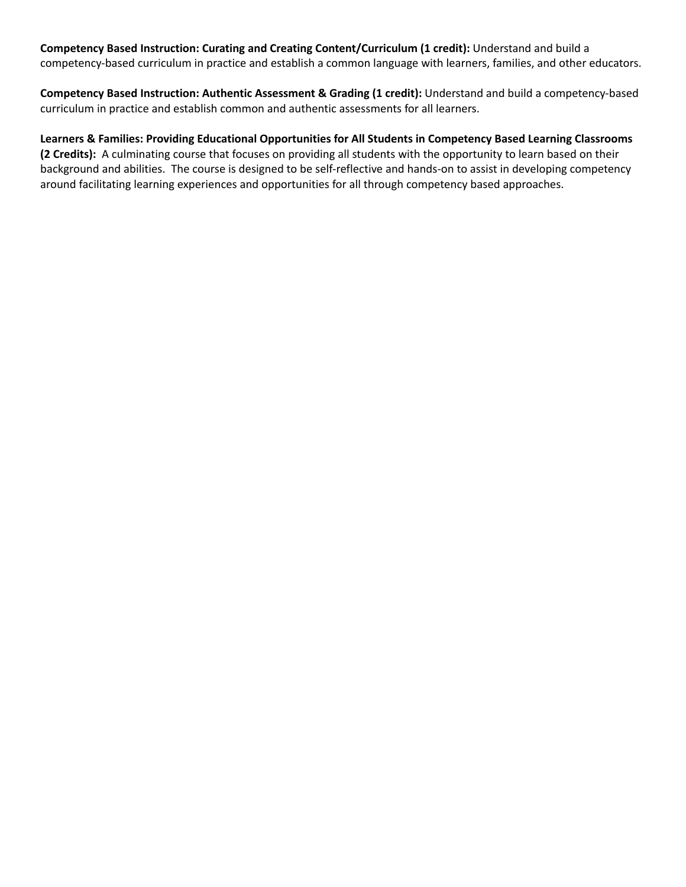**Competency Based Instruction: Curating and Creating Content/Curriculum (1 credit):** Understand and build a competency-based curriculum in practice and establish a common language with learners, families, and other educators.

**Competency Based Instruction: Authentic Assessment & Grading (1 credit):** Understand and build a competency-based curriculum in practice and establish common and authentic assessments for all learners.

**Learners & Families: Providing Educational Opportunities for All Students in Competency Based Learning Classrooms (2 Credits):** A culminating course that focuses on providing all students with the opportunity to learn based on their background and abilities. The course is designed to be self-reflective and hands-on to assist in developing competency around facilitating learning experiences and opportunities for all through competency based approaches.